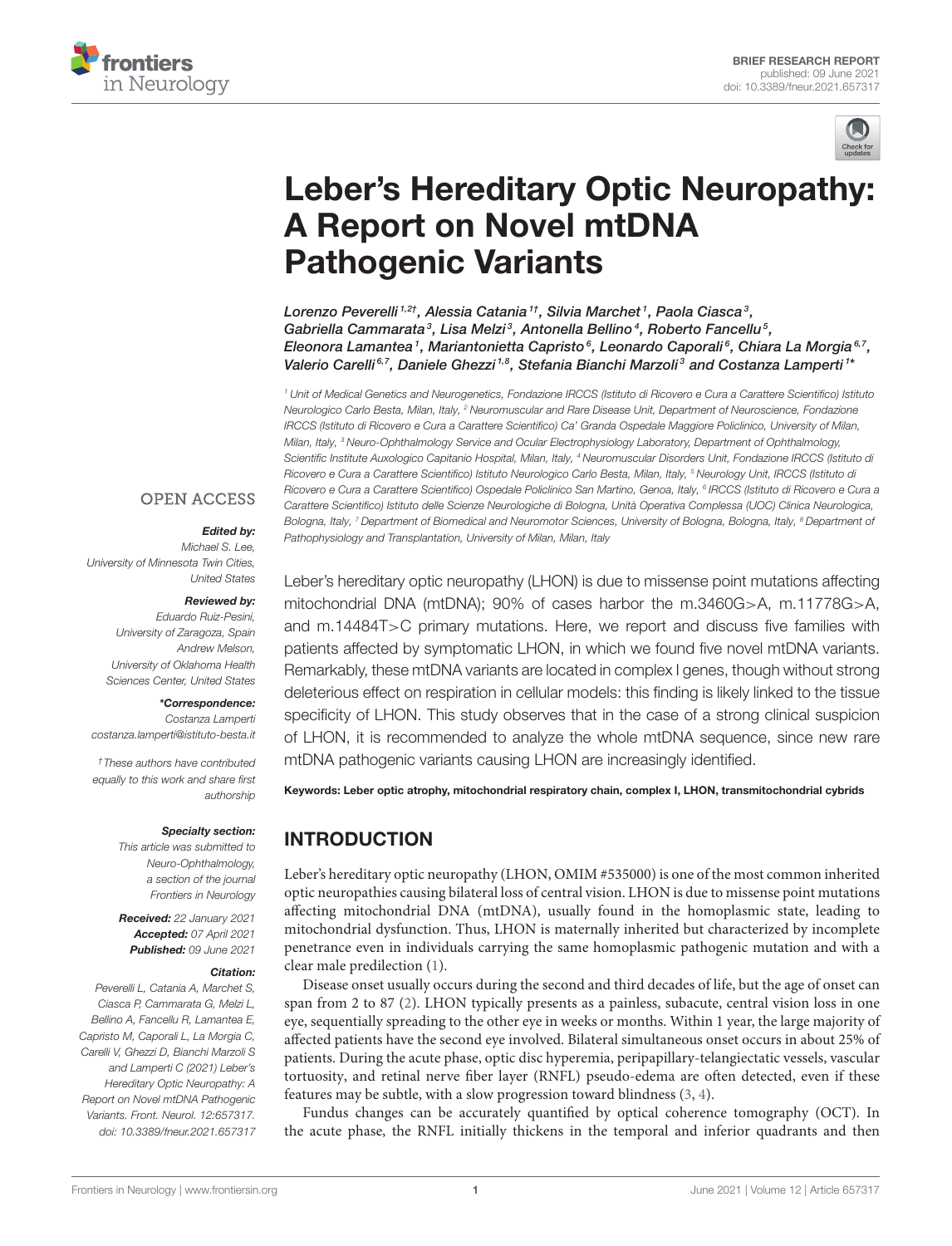BRIEF RESEARCH REPORT
published: 09 June 2021
doi: 10.3389/fneur.2021.657317

# Leber's Hereditary Optic Neuropathy: A Report on Novel mtDNA Pathogenic Variants

*Lorenzo Peverelli[1,2†], Alessia Catania[1†], Silvia Marchet[1], Paola Ciasca[3], Gabriella Cammarata[3], Lisa Melzi[3], Antonella Bellino[4], Roberto Fancellu[5], Eleonora Lamantea[1], Mariantonietta Capristo[6], Leonardo Caporali[6], Chiara La Morgia[6,7], Valerio Carelli[6,7], Daniele Ghezzi[1,8], Stefania Bianchi Marzoli[3] and Costanza Lamperti[1*]*

[1] Unit of Medical Genetics and Neurogenetics, Fondazione IRCCS (Istituto di Ricovero e Cura a Carattere Scientifico) Istituto Neurologico Carlo Besta, Milan, Italy, [2] Neuromuscular and Rare Disease Unit, Department of Neuroscience, Fondazione IRCCS (Istituto di Ricovero e Cura a Carattere Scientifico) Ca' Granda Ospedale Maggiore Policlinico, University of Milan, Milan, Italy, [3] Neuro-Ophthalmology Service and Ocular Electrophysiology Laboratory, Department of Ophthalmology, Scientific Institute Auxologico Capitanio Hospital, Milan, Italy, [4] Neuromuscular Disorders Unit, Fondazione IRCCS (Istituto di Ricovero e Cura a Carattere Scientifico) Istituto Neurologico Carlo Besta, Milan, Italy, [5] Neurology Unit, IRCCS (Istituto di Ricovero e Cura a Carattere Scientifico) Ospedale Policlinico San Martino, Genoa, Italy, [6] IRCCS (Istituto di Ricovero e Cura a Carattere Scientifico) Istituto delle Scienze Neurologiche di Bologna, Unità Operativa Complessa (UOC) Clinica Neurologica, Bologna, Italy, [7] Department of Biomedical and Neuromotor Sciences, University of Bologna, Bologna, Italy, [8] Department of Pathophysiology and Transplantation, University of Milan, Milan, Italy

OPEN ACCESS

***Edited by:***
Michael S. Lee,
University of Minnesota Twin Cities,
United States

***Reviewed by:***
Eduardo Ruiz-Pesini,
University of Zaragoza, Spain
Andrew Melson,
University of Oklahoma Health
Sciences Center, United States

***\*Correspondence:***
Costanza Lamperti
costanza.lamperti@istituto-besta.it

†These authors have contributed equally to this work and share first authorship

***Specialty section:***
This article was submitted to Neuro-Ophthalmology, a section of the journal Frontiers in Neurology

***Received:*** 22 January 2021
***Accepted:*** 07 April 2021
***Published:*** 09 June 2021

***Citation:***
Peverelli L, Catania A, Marchet S, Ciasca P, Cammarata G, Melzi L, Bellino A, Fancellu R, Lamantea E, Capristo M, Caporali L, La Morgia C, Carelli V, Ghezzi D, Bianchi Marzoli S and Lamperti C (2021) Leber's Hereditary Optic Neuropathy: A Report on Novel mtDNA Pathogenic Variants. Front. Neurol. 12:657317. doi: 10.3389/fneur.2021.657317

Leber's hereditary optic neuropathy (LHON) is due to missense point mutations affecting mitochondrial DNA (mtDNA); 90% of cases harbor the m.3460G>A, m.11778G>A, and m.14484T>C primary mutations. Here, we report and discuss five families with patients affected by symptomatic LHON, in which we found five novel mtDNA variants. Remarkably, these mtDNA variants are located in complex I genes, though without strong deleterious effect on respiration in cellular models: this finding is likely linked to the tissue specificity of LHON. This study observes that in the case of a strong clinical suspicion of LHON, it is recommended to analyze the whole mtDNA sequence, since new rare mtDNA pathogenic variants causing LHON are increasingly identified.

**Keywords: Leber optic atrophy, mitochondrial respiratory chain, complex I, LHON, transmitochondrial cybrids**

## INTRODUCTION

Leber's hereditary optic neuropathy (LHON, OMIM #535000) is one of the most common inherited optic neuropathies causing bilateral loss of central vision. LHON is due to missense point mutations affecting mitochondrial DNA (mtDNA), usually found in the homoplasmic state, leading to mitochondrial dysfunction. Thus, LHON is maternally inherited but characterized by incomplete penetrance even in individuals carrying the same homoplasmic pathogenic mutation and with a clear male predilection (1).

Disease onset usually occurs during the second and third decades of life, but the age of onset can span from 2 to 87 (2). LHON typically presents as a painless, subacute, central vision loss in one eye, sequentially spreading to the other eye in weeks or months. Within 1 year, the large majority of affected patients have the second eye involved. Bilateral simultaneous onset occurs in about 25% of patients. During the acute phase, optic disc hyperemia, peripapillary-telangiectatic vessels, vascular tortuosity, and retinal nerve fiber layer (RNFL) pseudo-edema are often detected, even if these features may be subtle, with a slow progression toward blindness (3, 4).

Fundus changes can be accurately quantified by optical coherence tomography (OCT). In the acute phase, the RNFL initially thickens in the temporal and inferior quadrants and then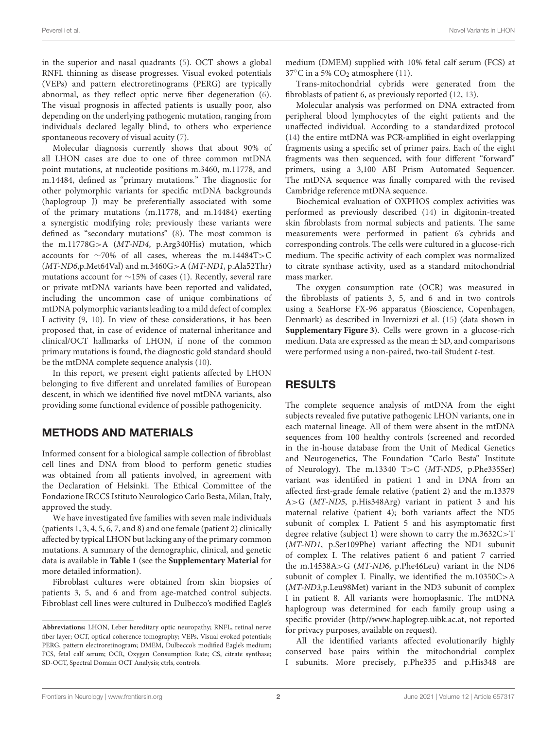in the superior and nasal quadrants (5). OCT shows a global RNFL thinning as disease progresses. Visual evoked potentials (VEPs) and pattern electroretinograms (PERG) are typically abnormal, as they reflect optic nerve fiber degeneration (6). The visual prognosis in affected patients is usually poor, also depending on the underlying pathogenic mutation, ranging from individuals declared legally blind, to others who experience spontaneous recovery of visual acuity (7).

Molecular diagnosis currently shows that about 90% of all LHON cases are due to one of three common mtDNA point mutations, at nucleotide positions m.3460, m.11778, and m.14484, defined as "primary mutations." The diagnostic for other polymorphic variants for specific mtDNA backgrounds (haplogroup J) may be preferentially associated with some of the primary mutations (m.11778, and m.14484) exerting a synergistic modifying role; previously these variants were defined as "secondary mutations" (8). The most common is the m.11778G>A (*MT-ND4*, p.Arg340His) mutation, which accounts for ~70% of all cases, whereas the m.14484T>C (*MT-ND6*,p.Met64Val) and m.3460G>A (*MT-ND1*, p.Ala52Thr) mutations account for ~15% of cases (1). Recently, several rare or private mtDNA variants have been reported and validated, including the uncommon case of unique combinations of mtDNA polymorphic variants leading to a mild defect of complex I activity (9, 10). In view of these considerations, it has been proposed that, in case of evidence of maternal inheritance and clinical/OCT hallmarks of LHON, if none of the common primary mutations is found, the diagnostic gold standard should be the mtDNA complete sequence analysis (10).

In this report, we present eight patients affected by LHON belonging to five different and unrelated families of European descent, in which we identified five novel mtDNA variants, also providing some functional evidence of possible pathogenicity.

## METHODS AND MATERIALS

Informed consent for a biological sample collection of fibroblast cell lines and DNA from blood to perform genetic studies was obtained from all patients involved, in agreement with the Declaration of Helsinki. The Ethical Committee of the Fondazione IRCCS Istituto Neurologico Carlo Besta, Milan, Italy, approved the study.

We have investigated five families with seven male individuals (patients 1, 3, 4, 5, 6, 7, and 8) and one female (patient 2) clinically affected by typical LHON but lacking any of the primary common mutations. A summary of the demographic, clinical, and genetic data is available in **Table 1** (see the **Supplementary Material** for more detailed information).

Fibroblast cultures were obtained from skin biopsies of patients 3, 5, and 6 and from age-matched control subjects. Fibroblast cell lines were cultured in Dulbecco's modified Eagle's medium (DMEM) supplied with 10% fetal calf serum (FCS) at 37°C in a 5% $CO_2$ atmosphere (11).

Trans-mitochondrial cybrids were generated from the fibroblasts of patient 6, as previously reported (12, 13).

Molecular analysis was performed on DNA extracted from peripheral blood lymphocytes of the eight patients and the unaffected individual. According to a standardized protocol (14) the entire mtDNA was PCR-amplified in eight overlapping fragments using a specific set of primer pairs. Each of the eight fragments was then sequenced, with four different "forward" primers, using a 3,100 ABI Prism Automated Sequencer. The mtDNA sequence was finally compared with the revised Cambridge reference mtDNA sequence.

Biochemical evaluation of OXPHOS complex activities was performed as previously described (14) in digitonin-treated skin fibroblasts from normal subjects and patients. The same measurements were performed in patient 6's cybrids and corresponding controls. The cells were cultured in a glucose-rich medium. The specific activity of each complex was normalized to citrate synthase activity, used as a standard mitochondrial mass marker.

The oxygen consumption rate (OCR) was measured in the fibroblasts of patients 3, 5, and 6 and in two controls using a SeaHorse FX-96 apparatus (Bioscience, Copenhagen, Denmark) as described in Invernizzi et al. (15) (data shown in **Supplementary Figure 3**). Cells were grown in a glucose-rich medium. Data are expressed as the mean ± SD, and comparisons were performed using a non-paired, two-tail Student *t*-test.

## RESULTS

The complete sequence analysis of mtDNA from the eight subjects revealed five putative pathogenic LHON variants, one in each maternal lineage. All of them were absent in the mtDNA sequences from 100 healthy controls (screened and recorded in the in-house database from the Unit of Medical Genetics and Neurogenetics, The Foundation "Carlo Besta" Institute of Neurology). The m.13340 T>C (*MT-ND5*, p.Phe335Ser) variant was identified in patient 1 and in DNA from an affected first-grade female relative (patient 2) and the m.13379 A>G (*MT-ND5*, p.His348Arg) variant in patient 3 and his maternal relative (patient 4); both variants affect the ND5 subunit of complex I. Patient 5 and his asymptomatic first degree relative (subject 1) were shown to carry the m.3632C>T (*MT-ND1*, p.Ser109Phe) variant affecting the ND1 subunit of complex I. The relatives patient 6 and patient 7 carried the m.14538A>G (*MT-ND6*, p.Phe46Leu) variant in the ND6 subunit of complex I. Finally, we identified the m.10350C>A (*MT-ND3*,p.Leu98Met) variant in the ND3 subunit of complex I in patient 8. All variants were homoplasmic. The mtDNA haplogroup was determined for each family group using a specific provider (http//www.haplogrep.uibk.ac.at, not reported for privacy purposes, available on request).

All the identified variants affected evolutionarily highly conserved base pairs within the mitochondrial complex I subunits. More precisely, p.Phe335 and p.His348 are

**Abbreviations:** LHON, Leber hereditary optic neuropathy; RNFL, retinal nerve fiber layer; OCT, optical coherence tomography; VEPs, Visual evoked potentials; PERG, pattern electroretinogram; DMEM, Dulbecco's modified Eagle's medium; FCS, fetal calf serum; OCR, Oxygen Consumption Rate; CS, citrate synthase; SD-OCT, Spectral Domain OCT Analysis; ctrls, controls.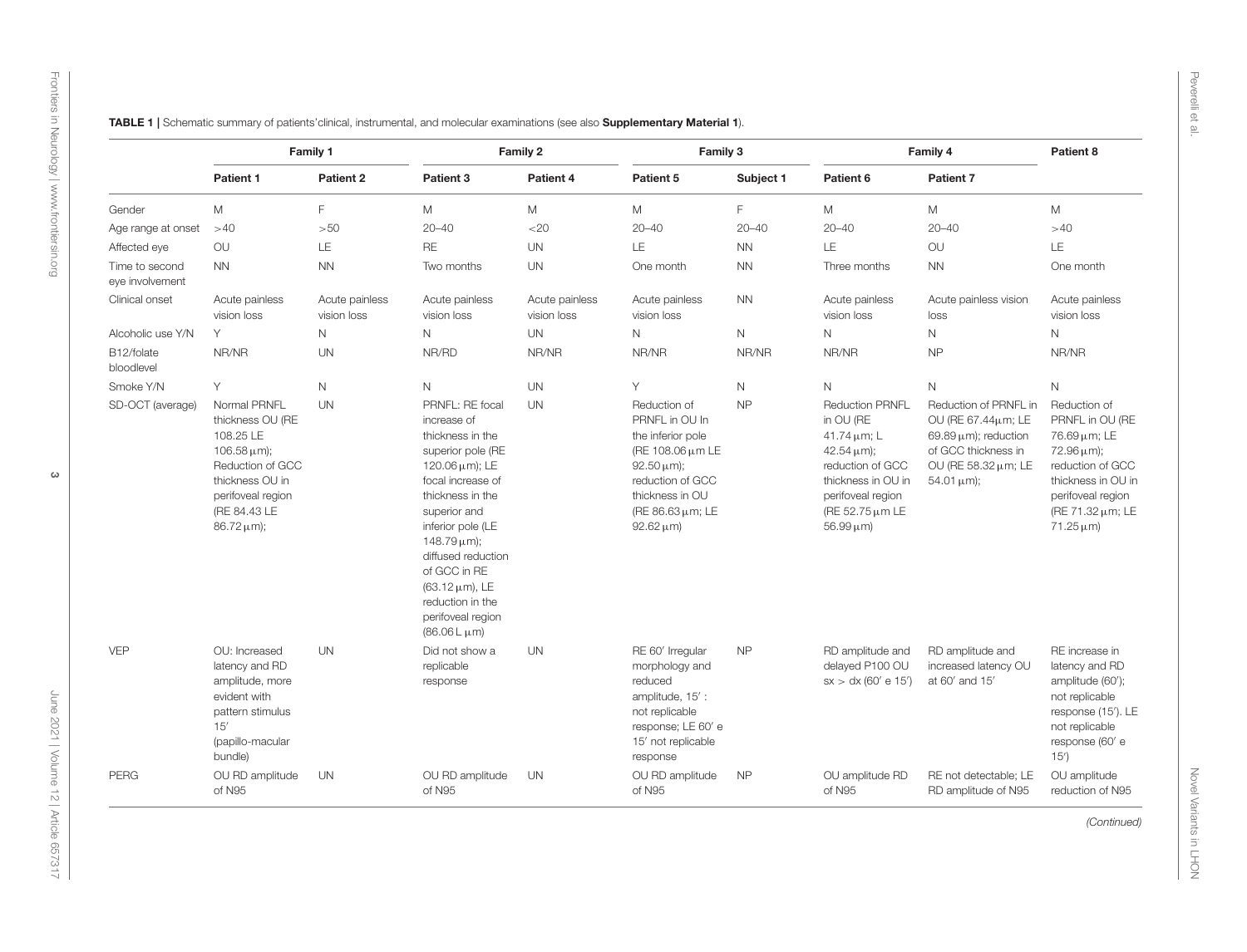**TABLE 1** | Schematic summary of patients'clinical, instrumental, and molecular examinations (see also **Supplementary Material 1**).

| | Family 1 | | Family 2 | | Family 3 | | Family 4 | | Patient 8 |
|---|---|---|---|---|---|---|---|---|---|
| | **Patient 1** | **Patient 2** | **Patient 3** | **Patient 4** | **Patient 5** | **Subject 1** | **Patient 6** | **Patient 7** | |
| Gender | M | F | M | M | M | F | M | M | M |
| Age range at onset | >40 | >50 | 20–40 | <20 | 20–40 | 20–40 | 20–40 | 20–40 | >40 |
| Affected eye | OU | LE | RE | UN | LE | NN | LE | OU | LE |
| Time to second eye involvement | NN | NN | Two months | UN | One month | NN | Three months | NN | One month |
| Clinical onset | Acute painless vision loss | Acute painless vision loss | Acute painless vision loss | Acute painless vision loss | Acute painless vision loss | NN | Acute painless vision loss | Acute painless vision loss | Acute painless vision loss |
| Alcoholic use Y/N | Y | N | N | UN | N | N | N | N | N |
| B12/folate bloodlevel | NR/NR | UN | NR/RD | NR/NR | NR/NR | NR/NR | NR/NR | NP | NR/NR |
| Smoke Y/N | Y | N | N | UN | Y | N | N | N | N |
| SD-OCT (average) | Normal PRNFL thickness OU (RE 108.25 LE 106.58 μm); Reduction of GCC thickness OU in perifoveal region (RE 84.43 LE 86.72 μm); | UN | PRNFL: RE focal increase of thickness in the superior pole (RE 120.06 μm); LE focal increase of thickness in the superior and inferior pole (LE 148.79 μm); diffused reduction of GCC in RE (63.12 μm), LE reduction in the perifoveal region (86.06 L μm) | UN | Reduction of PRNFL in OU In the inferior pole (RE 108.06 μm LE 92.50 μm); reduction of GCC thickness in OU (RE 86.63 μm; LE 92.62 μm) | NP | Reduction PRNFL in OU (RE 41.74 μm; L 42.54 μm); reduction of GCC thickness in OU in perifoveal region (RE 52.75 μm LE 56.99 μm) | Reduction of PRNFL in OU (RE 67.44μm; LE 69.89 μm); reduction of GCC thickness in OU (RE 58.32 μm; LE 54.01 μm); | Reduction of PRNFL in OU (RE 76.69 μm; LE 72.96 μm); reduction of GCC thickness in OU in perifoveal region (RE 71.32 μm; LE 71.25 μm) |
| VEP | OU: Increased latency and RD amplitude, more evident with pattern stimulus 15′ (papillo-macular bundle) | UN | Did not show a replicable response | UN | RE 60′ Irregular morphology and reduced amplitude, 15′ : not replicable response; LE 60′ e 15′ not replicable response | NP | RD amplitude and delayed P100 OU sx > dx (60′ e 15′) | RD amplitude and increased latency OU at 60′ and 15′ | RE increase in latency and RD amplitude (60′); not replicable response (15′). LE not replicable response (60′ e 15′) |
| PERG | OU RD amplitude of N95 | UN | OU RD amplitude of N95 | UN | OU RD amplitude of N95 | NP | OU amplitude RD of N95 | RE not detectable; LE RD amplitude of N95 | OU amplitude reduction of N95 |

*(Continued)*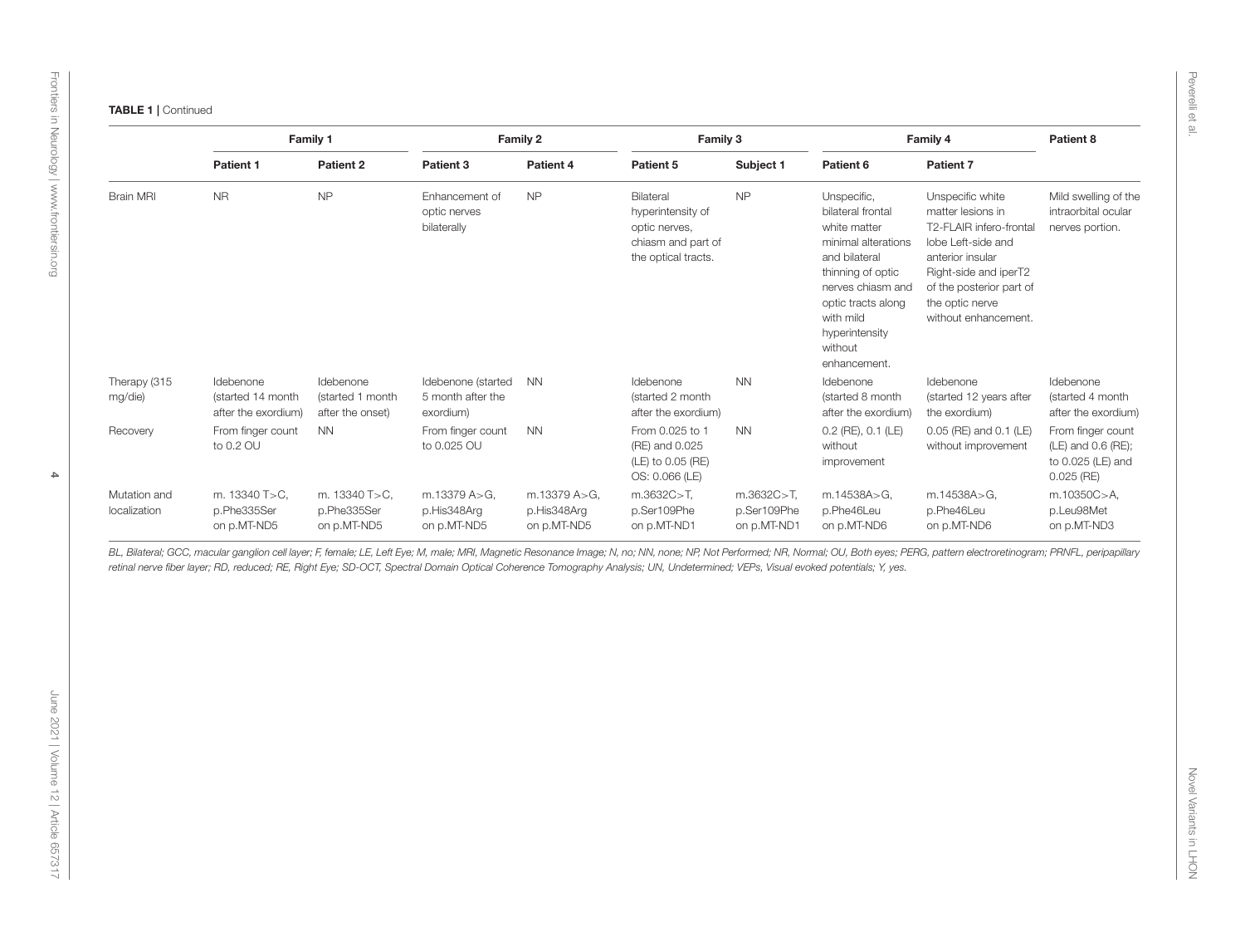**TABLE 1** | Continued

| | Family 1 | | Family 2 | | Family 3 | | Family 4 | | Patient 8 |
|---|---|---|---|---|---|---|---|---|---|
| | Patient 1 | Patient 2 | Patient 3 | Patient 4 | Patient 5 | Subject 1 | Patient 6 | Patient 7 | |
| Brain MRI | NR | NP | Enhancement of optic nerves bilaterally | NP | Bilateral hyperintensity of optic nerves, chiasm and part of the optical tracts. | NP | Unspecific, bilateral frontal white matter minimal alterations and bilateral thinning of optic nerves chiasm and optic tracts along with mild hyperintensity without enhancement. | Unspecific white matter lesions in T2-FLAIR infero-frontal lobe Left-side and anterior insular Right-side and iperT2 of the posterior part of the optic nerve without enhancement. | Mild swelling of the intraorbital ocular nerves portion. |
| Therapy (315 mg/die) | Idebenone (started 14 month after the exordium) | Idebenone (started 1 month after the onset) | Idebenone (started 5 month after the exordium) | NN | Idebenone (started 2 month after the exordium) | NN | Idebenone (started 8 month after the exordium) | Idebenone (started 12 years after the exordium) | Idebenone (started 4 month after the exordium) |
| Recovery | From finger count to 0.2 OU | NN | From finger count to 0.025 OU | NN | From 0.025 to 1 (RE) and 0.025 (LE) to 0.05 (RE) OS: 0.066 (LE) | NN | 0.2 (RE), 0.1 (LE) without improvement | 0.05 (RE) and 0.1 (LE) without improvement | From finger count (LE) and 0.6 (RE); to 0.025 (LE) and 0.025 (RE) |
| Mutation and localization | m. 13340 T>C, p.Phe335Ser on p.MT-ND5 | m. 13340 T>C, p.Phe335Ser on p.MT-ND5 | m.13379 A>G, p.His348Arg on p.MT-ND5 | m.13379 A>G, p.His348Arg on p.MT-ND5 | m.3632C>T, p.Ser109Phe on p.MT-ND1 | m.3632C>T, p.Ser109Phe on p.MT-ND1 | m.14538A>G, p.Phe46Leu on p.MT-ND6 | m.14538A>G, p.Phe46Leu on p.MT-ND6 | m.10350C>A, p.Leu98Met on p.MT-ND3 |

*BL, Bilateral; GCC, macular ganglion cell layer; F, female; LE, Left Eye; M, male; MRI, Magnetic Resonance Image; N, no; NN, none; NP, Not Performed; NR, Normal; OU, Both eyes; PERG, pattern electroretinogram; PRNFL, peripapillary retinal nerve fiber layer; RD, reduced; RE, Right Eye; SD-OCT, Spectral Domain Optical Coherence Tomography Analysis; UN, Undetermined; VEPs, Visual evoked potentials; Y, yes.*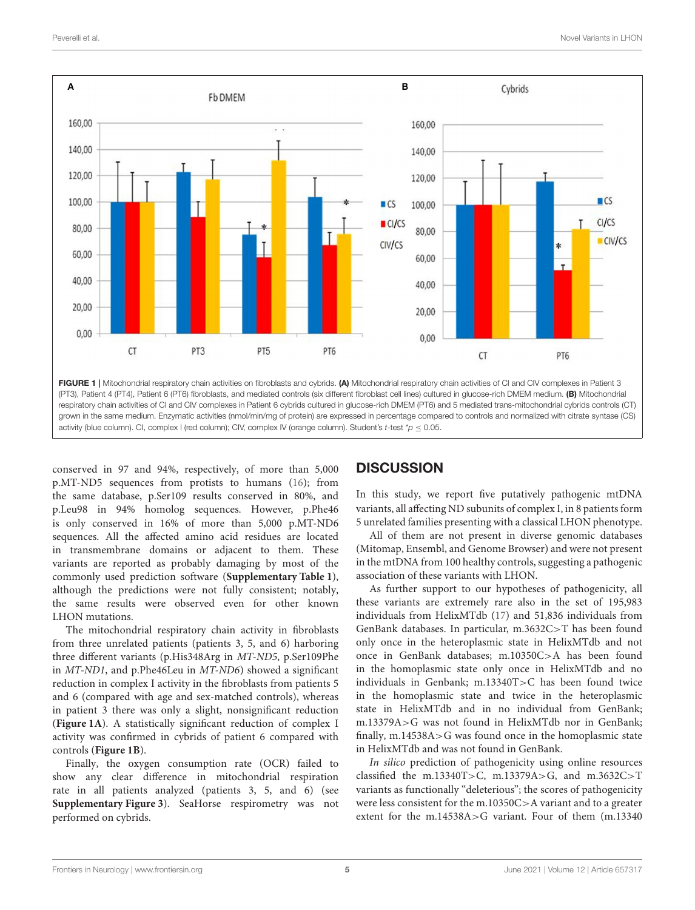FIGURE 1 | Mitochondrial respiratory chain activities on fibroblasts and cybrids. **(A)** Mitochondrial respiratory chain activities of CI and CIV complexes in Patient 3 (PT3), Patient 4 (PT4), Patient 6 (PT6) fibroblasts, and mediated controls (six different fibroblast cell lines) cultured in glucose-rich DMEM medium. **(B)** Mitochondrial respiratory chain activities of CI and CIV complexes in Patient 6 cybrids cultured in glucose-rich DMEM (PT6) and 5 mediated trans-mitochondrial cybrids controls (CT) grown in the same medium. Enzymatic activities (nmol/min/mg of protein) are expressed in percentage compared to controls and normalized with citrate syntase (CS) activity (blue column). CI, complex I (red column); CIV, complex IV (orange column). Student's *t*-test \*$p \leq 0.05$.

conserved in 97 and 94%, respectively, of more than 5,000 p.MT-ND5 sequences from protists to humans (16); from the same database, p.Ser109 results conserved in 80%, and p.Leu98 in 94% homolog sequences. However, p.Phe46 is only conserved in 16% of more than 5,000 p.MT-ND6 sequences. All the affected amino acid residues are located in transmembrane domains or adjacent to them. These variants are reported as probably damaging by most of the commonly used prediction software (**Supplementary Table 1**), although the predictions were not fully consistent; notably, the same results were observed even for other known LHON mutations.

The mitochondrial respiratory chain activity in fibroblasts from three unrelated patients (patients 3, 5, and 6) harboring three different variants (p.His348Arg in *MT-ND5*, p.Ser109Phe in *MT-ND1*, and p.Phe46Leu in *MT-ND6*) showed a significant reduction in complex I activity in the fibroblasts from patients 5 and 6 (compared with age and sex-matched controls), whereas in patient 3 there was only a slight, nonsignificant reduction (**Figure 1A**). A statistically significant reduction of complex I activity was confirmed in cybrids of patient 6 compared with controls (**Figure 1B**).

Finally, the oxygen consumption rate (OCR) failed to show any clear difference in mitochondrial respiration rate in all patients analyzed (patients 3, 5, and 6) (see **Supplementary Figure 3**). SeaHorse respirometry was not performed on cybrids.

## DISCUSSION

In this study, we report five putatively pathogenic mtDNA variants, all affecting ND subunits of complex I, in 8 patients form 5 unrelated families presenting with a classical LHON phenotype.

All of them are not present in diverse genomic databases (Mitomap, Ensembl, and Genome Browser) and were not present in the mtDNA from 100 healthy controls, suggesting a pathogenic association of these variants with LHON.

As further support to our hypotheses of pathogenicity, all these variants are extremely rare also in the set of 195,983 individuals from HelixMTdb (17) and 51,836 individuals from GenBank databases. In particular, m.3632C>T has been found only once in the heteroplasmic state in HelixMTdb and not once in GenBank databases; m.10350C>A has been found in the homoplasmic state only once in HelixMTdb and no individuals in Genbank; m.13340T>C has been found twice in the homoplasmic state and twice in the heteroplasmic state in HelixMTdb and in no individual from GenBank; m.13379A>G was not found in HelixMTdb nor in GenBank; finally, m.14538A>G was found once in the homoplasmic state in HelixMTdb and was not found in GenBank.

*In silico* prediction of pathogenicity using online resources classified the m.13340T>C, m.13379A>G, and m.3632C>T variants as functionally "deleterious"; the scores of pathogenicity were less consistent for the m.10350C>A variant and to a greater extent for the m.14538A>G variant. Four of them (m.13340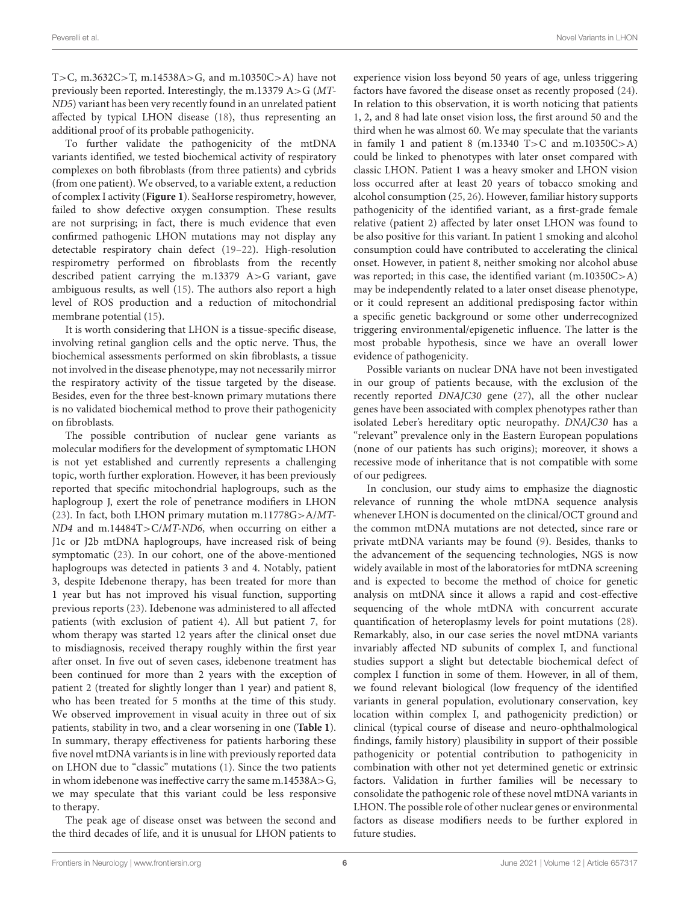T>C, m.3632C>T, m.14538A>G, and m.10350C>A) have not previously been reported. Interestingly, the m.13379 A>G (*MT-ND5*) variant has been very recently found in an unrelated patient affected by typical LHON disease (18), thus representing an additional proof of its probable pathogenicity.

To further validate the pathogenicity of the mtDNA variants identified, we tested biochemical activity of respiratory complexes on both fibroblasts (from three patients) and cybrids (from one patient). We observed, to a variable extent, a reduction of complex I activity (**Figure 1**). SeaHorse respirometry, however, failed to show defective oxygen consumption. These results are not surprising; in fact, there is much evidence that even confirmed pathogenic LHON mutations may not display any detectable respiratory chain defect (19–22). High-resolution respirometry performed on fibroblasts from the recently described patient carrying the m.13379 A>G variant, gave ambiguous results, as well (15). The authors also report a high level of ROS production and a reduction of mitochondrial membrane potential (15).

It is worth considering that LHON is a tissue-specific disease, involving retinal ganglion cells and the optic nerve. Thus, the biochemical assessments performed on skin fibroblasts, a tissue not involved in the disease phenotype, may not necessarily mirror the respiratory activity of the tissue targeted by the disease. Besides, even for the three best-known primary mutations there is no validated biochemical method to prove their pathogenicity on fibroblasts.

The possible contribution of nuclear gene variants as molecular modifiers for the development of symptomatic LHON is not yet established and currently represents a challenging topic, worth further exploration. However, it has been previously reported that specific mitochondrial haplogroups, such as the haplogroup J, exert the role of penetrance modifiers in LHON (23). In fact, both LHON primary mutation m.11778G>A/*MT-ND4* and m.14484T>C/*MT-ND6*, when occurring on either a J1c or J2b mtDNA haplogroups, have increased risk of being symptomatic (23). In our cohort, one of the above-mentioned haplogroups was detected in patients 3 and 4. Notably, patient 3, despite Idebenone therapy, has been treated for more than 1 year but has not improved his visual function, supporting previous reports (23). Idebenone was administered to all affected patients (with exclusion of patient 4). All but patient 7, for whom therapy was started 12 years after the clinical onset due to misdiagnosis, received therapy roughly within the first year after onset. In five out of seven cases, idebenone treatment has been continued for more than 2 years with the exception of patient 2 (treated for slightly longer than 1 year) and patient 8, who has been treated for 5 months at the time of this study. We observed improvement in visual acuity in three out of six patients, stability in two, and a clear worsening in one (**Table 1**). In summary, therapy effectiveness for patients harboring these five novel mtDNA variants is in line with previously reported data on LHON due to "classic" mutations (1). Since the two patients in whom idebenone was ineffective carry the same m.14538A>G, we may speculate that this variant could be less responsive to therapy.

The peak age of disease onset was between the second and the third decades of life, and it is unusual for LHON patients to experience vision loss beyond 50 years of age, unless triggering factors have favored the disease onset as recently proposed (24). In relation to this observation, it is worth noticing that patients 1, 2, and 8 had late onset vision loss, the first around 50 and the third when he was almost 60. We may speculate that the variants in family 1 and patient 8 (m.13340 T>C and m.10350C>A) could be linked to phenotypes with later onset compared with classic LHON. Patient 1 was a heavy smoker and LHON vision loss occurred after at least 20 years of tobacco smoking and alcohol consumption (25, 26). However, familiar history supports pathogenicity of the identified variant, as a first-grade female relative (patient 2) affected by later onset LHON was found to be also positive for this variant. In patient 1 smoking and alcohol consumption could have contributed to accelerating the clinical onset. However, in patient 8, neither smoking nor alcohol abuse was reported; in this case, the identified variant (m.10350C>A) may be independently related to a later onset disease phenotype, or it could represent an additional predisposing factor within a specific genetic background or some other underrecognized triggering environmental/epigenetic influence. The latter is the most probable hypothesis, since we have an overall lower evidence of pathogenicity.

Possible variants on nuclear DNA have not been investigated in our group of patients because, with the exclusion of the recently reported *DNAJC30* gene (27), all the other nuclear genes have been associated with complex phenotypes rather than isolated Leber's hereditary optic neuropathy. *DNAJC30* has a "relevant" prevalence only in the Eastern European populations (none of our patients has such origins); moreover, it shows a recessive mode of inheritance that is not compatible with some of our pedigrees.

In conclusion, our study aims to emphasize the diagnostic relevance of running the whole mtDNA sequence analysis whenever LHON is documented on the clinical/OCT ground and the common mtDNA mutations are not detected, since rare or private mtDNA variants may be found (9). Besides, thanks to the advancement of the sequencing technologies, NGS is now widely available in most of the laboratories for mtDNA screening and is expected to become the method of choice for genetic analysis on mtDNA since it allows a rapid and cost-effective sequencing of the whole mtDNA with concurrent accurate quantification of heteroplasmy levels for point mutations (28). Remarkably, also, in our case series the novel mtDNA variants invariably affected ND subunits of complex I, and functional studies support a slight but detectable biochemical defect of complex I function in some of them. However, in all of them, we found relevant biological (low frequency of the identified variants in general population, evolutionary conservation, key location within complex I, and pathogenicity prediction) or clinical (typical course of disease and neuro-ophthalmological findings, family history) plausibility in support of their possible pathogenicity or potential contribution to pathogenicity in combination with other not yet determined genetic or extrinsic factors. Validation in further families will be necessary to consolidate the pathogenic role of these novel mtDNA variants in LHON. The possible role of other nuclear genes or environmental factors as disease modifiers needs to be further explored in future studies.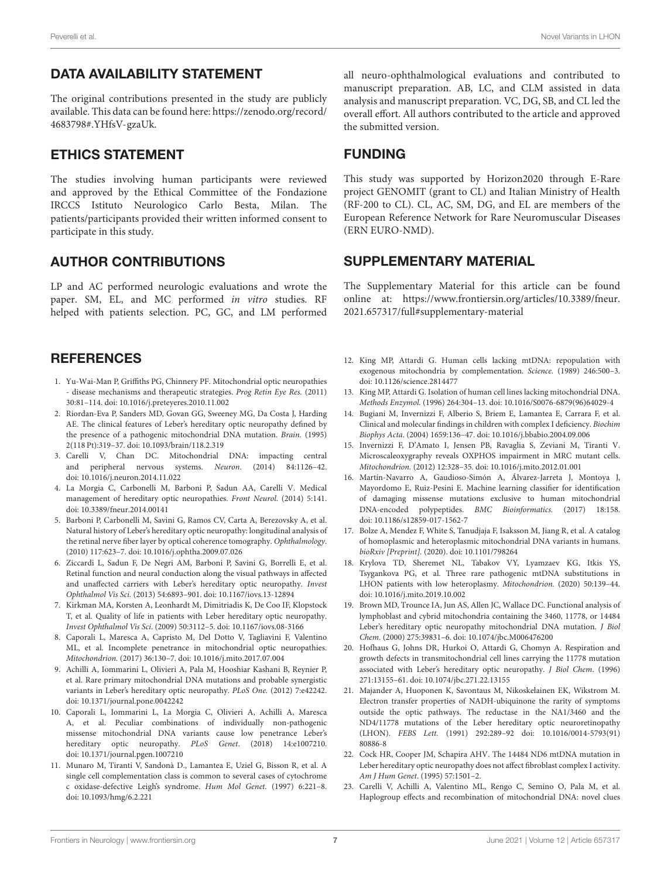## DATA AVAILABILITY STATEMENT

The original contributions presented in the study are publicly available. This data can be found here: https://zenodo.org/record/4683798#.YHfsV-gzaUk.

## ETHICS STATEMENT

The studies involving human participants were reviewed and approved by the Ethical Committee of the Fondazione IRCCS Istituto Neurologico Carlo Besta, Milan. The patients/participants provided their written informed consent to participate in this study.

## AUTHOR CONTRIBUTIONS

LP and AC performed neurologic evaluations and wrote the paper. SM, EL, and MC performed *in vitro* studies. RF helped with patients selection. PC, GC, and LM performed all neuro-ophthalmological evaluations and contributed to manuscript preparation. AB, LC, and CLM assisted in data analysis and manuscript preparation. VC, DG, SB, and CL led the overall effort. All authors contributed to the article and approved the submitted version.

## FUNDING

This study was supported by Horizon2020 through E-Rare project GENOMIT (grant to CL) and Italian Ministry of Health (RF-200 to CL). CL, AC, SM, DG, and EL are members of the European Reference Network for Rare Neuromuscular Diseases (ERN EURO-NMD).

## SUPPLEMENTARY MATERIAL

The Supplementary Material for this article can be found online at: https://www.frontiersin.org/articles/10.3389/fneur.2021.657317/full#supplementary-material

## REFERENCES

1. Yu-Wai-Man P, Griffiths PG, Chinnery PF. Mitochondrial optic neuropathies - disease mechanisms and therapeutic strategies. *Prog Retin Eye Res.* (2011) 30:81–114. doi: 10.1016/j.preteyeres.2010.11.002
2. Riordan-Eva P, Sanders MD, Govan GG, Sweeney MG, Da Costa J, Harding AE. The clinical features of Leber's hereditary optic neuropathy defined by the presence of a pathogenic mitochondrial DNA mutation. *Brain.* (1995) 2(118 Pt):319–37. doi: 10.1093/brain/118.2.319
3. Carelli V, Chan DC. Mitochondrial DNA: impacting central and peripheral nervous systems. *Neuron*. (2014) 84:1126–42. doi: 10.1016/j.neuron.2014.11.022
4. La Morgia C, Carbonelli M, Barboni P, Sadun AA, Carelli V. Medical management of hereditary optic neuropathies. *Front Neurol.* (2014) 5:141. doi: 10.3389/fneur.2014.00141
5. Barboni P, Carbonelli M, Savini G, Ramos CV, Carta A, Berezovsky A, et al. Natural history of Leber's hereditary optic neuropathy: longitudinal analysis of the retinal nerve fiber layer by optical coherence tomography. *Ophthalmology*. (2010) 117:623–7. doi: 10.1016/j.ophtha.2009.07.026
6. Ziccardi L, Sadun F, De Negri AM, Barboni P, Savini G, Borrelli E, et al. Retinal function and neural conduction along the visual pathways in affected and unaffected carriers with Leber's hereditary optic neuropathy. *Invest Ophthalmol Vis Sci.* (2013) 54:6893–901. doi: 10.1167/iovs.13-12894
7. Kirkman MA, Korsten A, Leonhardt M, Dimitriadis K, De Coo IF, Klopstock T, et al. Quality of life in patients with Leber hereditary optic neuropathy. *Invest Ophthalmol Vis Sci*. (2009) 50:3112–5. doi: 10.1167/iovs.08-3166
8. Caporali L, Maresca A, Capristo M, Del Dotto V, Tagliavini F, Valentino ML, et al. Incomplete penetrance in mitochondrial optic neuropathies. *Mitochondrion.* (2017) 36:130–7. doi: 10.1016/j.mito.2017.07.004
9. Achilli A, Iommarini L, Olivieri A, Pala M, Hooshiar Kashani B, Reynier P, et al. Rare primary mitochondrial DNA mutations and probable synergistic variants in Leber's hereditary optic neuropathy. *PLoS One.* (2012) 7:e42242. doi: 10.1371/journal.pone.0042242
10. Caporali L, Iommarini L, La Morgia C, Olivieri A, Achilli A, Maresca A, et al. Peculiar combinations of individually non-pathogenic missense mitochondrial DNA variants cause low penetrance Leber's hereditary optic neuropathy. *PLoS Genet*. (2018) 14:e1007210. doi: 10.1371/journal.pgen.1007210
11. Munaro M, Tiranti V, Sandonà D., Lamantea E, Uziel G, Bisson R, et al. A single cell complementation class is common to several cases of cytochrome c oxidase-defective Leigh's syndrome. *Hum Mol Genet.* (1997) 6:221–8. doi: 10.1093/hmg/6.2.221
12. King MP, Attardi G. Human cells lacking mtDNA: repopulation with exogenous mitochondria by complementation. *Science.* (1989) 246:500–3. doi: 10.1126/science.2814477
13. King MP, Attardi G. Isolation of human cell lines lacking mitochondrial DNA. *Methods Enzymol.* (1996) 264:304–13. doi: 10.1016/S0076-6879(96)64029-4
14. Bugiani M, Invernizzi F, Alberio S, Briem E, Lamantea E, Carrara F, et al. Clinical and molecular findings in children with complex I deficiency. *Biochim Biophys Acta*. (2004) 1659:136–47. doi: 10.1016/j.bbabio.2004.09.006
15. Invernizzi F, D'Amato I, Jensen PB, Ravaglia S, Zeviani M, Tiranti V. Microscaleoxygraphy reveals OXPHOS impairment in MRC mutant cells. *Mitochondrion.* (2012) 12:328–35. doi: 10.1016/j.mito.2012.01.001
16. Martín-Navarro A, Gaudioso-Simón A, Álvarez-Jarreta J, Montoya J, Mayordomo E, Ruiz-Pesini E. Machine learning classifier for identification of damaging missense mutations exclusive to human mitochondrial DNA-encoded polypeptides. *BMC Bioinformatics.* (2017) 18:158. doi: 10.1186/s12859-017-1562-7
17. Bolze A, Mendez F, White S, Tanudjaja F, Isaksson M, Jiang R, et al. A catalog of homoplasmic and heteroplasmic mitochondrial DNA variants in humans. *bioRxiv [Preprint]*. (2020). doi: 10.1101/798264
18. Krylova TD, Sheremet NL, Tabakov VY, Lyamzaev KG, Itkis YS, Tsygankova PG, et al. Three rare pathogenic mtDNA substitutions in LHON patients with low heteroplasmy. *Mitochondrion.* (2020) 50:139–44. doi: 10.1016/j.mito.2019.10.002
19. Brown MD, Trounce IA, Jun AS, Allen JC, Wallace DC. Functional analysis of lymphoblast and cybrid mitochondria containing the 3460, 11778, or 14484 Leber's hereditary optic neuropathy mitochondrial DNA mutation. *J Biol Chem*. (2000) 275:39831–6. doi: 10.1074/jbc.M006476200
20. Hofhaus G, Johns DR, Hurkoi O, Attardi G, Chomyn A. Respiration and growth defects in transmitochondrial cell lines carrying the 11778 mutation associated with Leber's hereditary optic neuropathy. *J Biol Chem*. (1996) 271:13155–61. doi: 10.1074/jbc.271.22.13155
21. Majander A, Huoponen K, Savontaus M, Nikoskelainen EK, Wikstrom M. Electron transfer properties of NADH-ubiquinone the rarity of symptoms outside the optic pathways. The reductase in the NA1/3460 and the ND4/11778 mutations of the Leber hereditary optic neuroretinopathy (LHON). *FEBS Lett.* (1991) 292:289–92 doi: 10.1016/0014-5793(91)80886-8
22. Cock HR, Cooper JM, Schapira AHV. The 14484 ND6 mtDNA mutation in Leber hereditary optic neuropathy does not affect fibroblast complex I activity. *Am J Hum Genet*. (1995) 57:1501–2.
23. Carelli V, Achilli A, Valentino ML, Rengo C, Semino O, Pala M, et al. Haplogroup effects and recombination of mitochondrial DNA: novel clues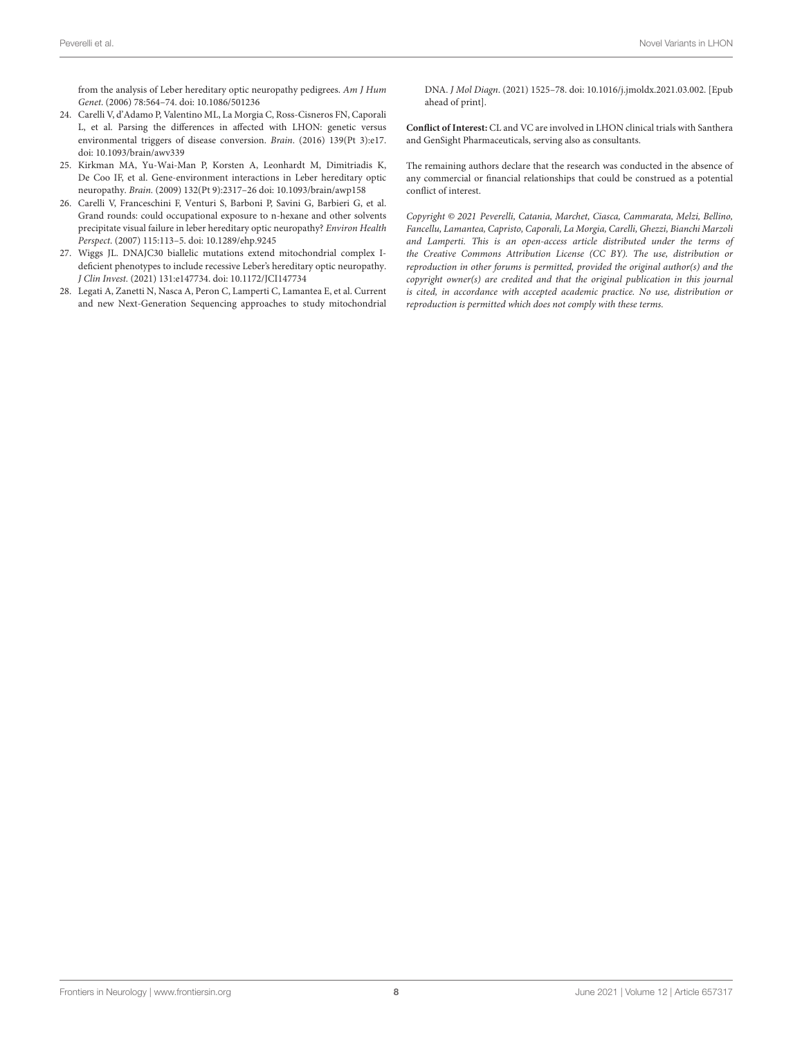from the analysis of Leber hereditary optic neuropathy pedigrees. *Am J Hum Genet*. (2006) 78:564–74. doi: 10.1086/501236

24. Carelli V, d'Adamo P, Valentino ML, La Morgia C, Ross-Cisneros FN, Caporali L, et al. Parsing the differences in affected with LHON: genetic versus environmental triggers of disease conversion. *Brain*. (2016) 139(Pt 3):e17. doi: 10.1093/brain/awv339
25. Kirkman MA, Yu-Wai-Man P, Korsten A, Leonhardt M, Dimitriadis K, De Coo IF, et al. Gene-environment interactions in Leber hereditary optic neuropathy. *Brain*. (2009) 132(Pt 9):2317–26 doi: 10.1093/brain/awp158
26. Carelli V, Franceschini F, Venturi S, Barboni P, Savini G, Barbieri G, et al. Grand rounds: could occupational exposure to n-hexane and other solvents precipitate visual failure in leber hereditary optic neuropathy? *Environ Health Perspect*. (2007) 115:113–5. doi: 10.1289/ehp.9245
27. Wiggs JL. DNAJC30 biallelic mutations extend mitochondrial complex I-deficient phenotypes to include recessive Leber's hereditary optic neuropathy. *J Clin Invest*. (2021) 131:e147734. doi: 10.1172/JCI147734
28. Legati A, Zanetti N, Nasca A, Peron C, Lamperti C, Lamantea E, et al. Current and new Next-Generation Sequencing approaches to study mitochondrial DNA. *J Mol Diagn*. (2021) 1525–78. doi: 10.1016/j.jmoldx.2021.03.002. [Epub ahead of print].

**Conflict of Interest:** CL and VC are involved in LHON clinical trials with Santhera and GenSight Pharmaceuticals, serving also as consultants.

The remaining authors declare that the research was conducted in the absence of any commercial or financial relationships that could be construed as a potential conflict of interest.

*Copyright © 2021 Peverelli, Catania, Marchet, Ciasca, Cammarata, Melzi, Bellino, Fancellu, Lamantea, Capristo, Caporali, La Morgia, Carelli, Ghezzi, Bianchi Marzoli and Lamperti. This is an open-access article distributed under the terms of the Creative Commons Attribution License (CC BY). The use, distribution or reproduction in other forums is permitted, provided the original author(s) and the copyright owner(s) are credited and that the original publication in this journal is cited, in accordance with accepted academic practice. No use, distribution or reproduction is permitted which does not comply with these terms.*